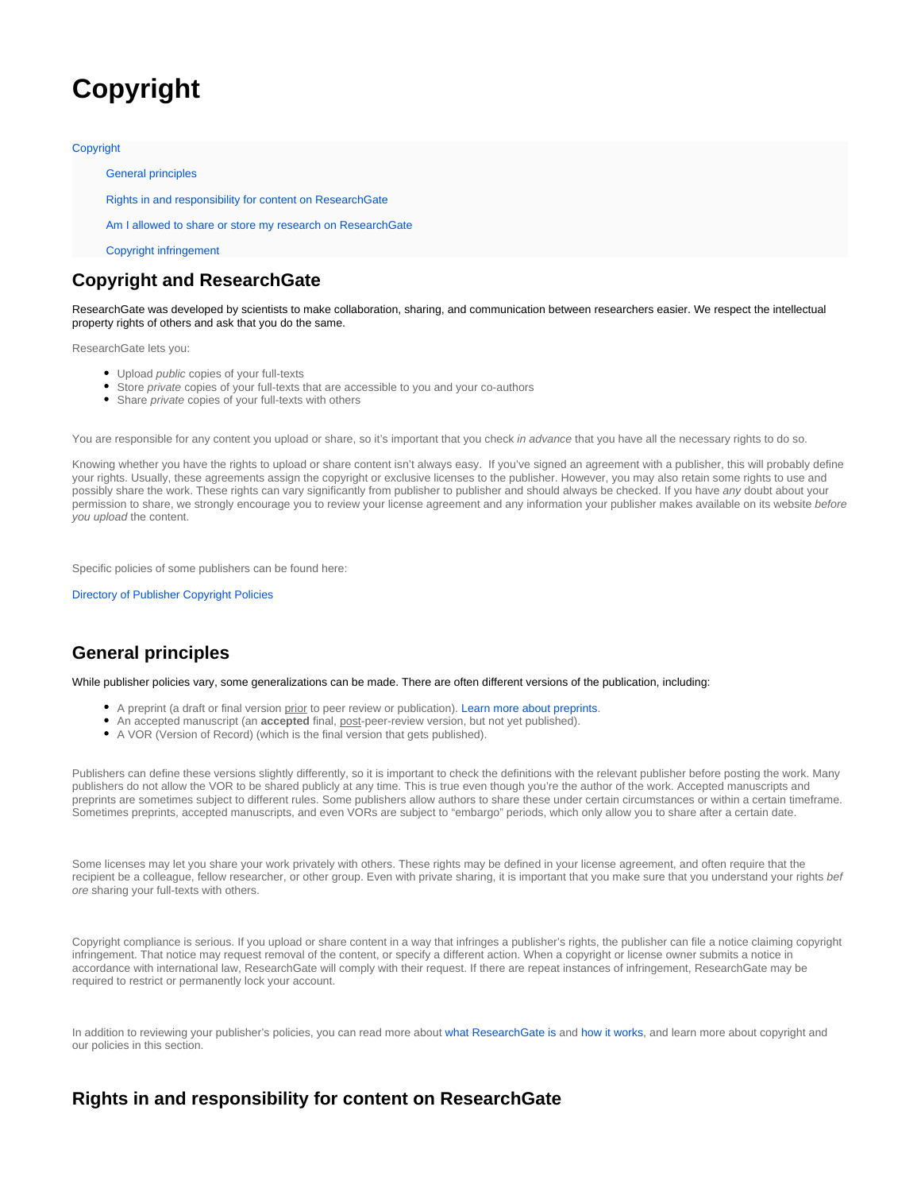# Copyright

- Copyright
  - General principles
  - Rights in and responsibility for content on ResearchGate
  - Am I allowed to share or store my research on ResearchGate
  - Copyright infringement

## Copyright and ResearchGate

ResearchGate was developed by scientists to make collaboration, sharing, and communication between researchers easier. We respect the intellectual property rights of others and ask that you do the same.

ResearchGate lets you:

- Upload *public* copies of your full-texts
- Store *private* copies of your full-texts that are accessible to you and your co-authors
- Share *private* copies of your full-texts with others

You are responsible for any content you upload or share, so it's important that you check *in advance* that you have all the necessary rights to do so.

Knowing whether you have the rights to upload or share content isn't always easy. If you've signed an agreement with a publisher, this will probably define your rights. Usually, these agreements assign the copyright or exclusive licenses to the publisher. However, you may also retain some rights to use and possibly share the work. These rights can vary significantly from publisher to publisher and should always be checked. If you have *any* doubt about your permission to share, we strongly encourage you to review your license agreement and any information your publisher makes available on its website *before you upload* the content.

Specific policies of some publishers can be found here:

Directory of Publisher Copyright Policies

## General principles

While publisher policies vary, some generalizations can be made. There are often different versions of the publication, including:

- A preprint (a draft or final version prior to peer review or publication). Learn more about preprints.
- An accepted manuscript (an **accepted** final, post-peer-review version, but not yet published).
- A VOR (Version of Record) (which is the final version that gets published).

Publishers can define these versions slightly differently, so it is important to check the definitions with the relevant publisher before posting the work. Many publishers do not allow the VOR to be shared publicly at any time. This is true even though you're the author of the work. Accepted manuscripts and preprints are sometimes subject to different rules. Some publishers allow authors to share these under certain circumstances or within a certain timeframe. Sometimes preprints, accepted manuscripts, and even VORs are subject to "embargo" periods, which only allow you to share after a certain date.

Some licenses may let you share your work privately with others. These rights may be defined in your license agreement, and often require that the recipient be a colleague, fellow researcher, or other group. Even with private sharing, it is important that you make sure that you understand your rights *before* sharing your full-texts with others.

Copyright compliance is serious. If you upload or share content in a way that infringes a publisher's rights, the publisher can file a notice claiming copyright infringement. That notice may request removal of the content, or specify a different action. When a copyright or license owner submits a notice in accordance with international law, ResearchGate will comply with their request. If there are repeat instances of infringement, ResearchGate may be required to restrict or permanently lock your account.

In addition to reviewing your publisher's policies, you can read more about what ResearchGate is and how it works, and learn more about copyright and our policies in this section.

## Rights in and responsibility for content on ResearchGate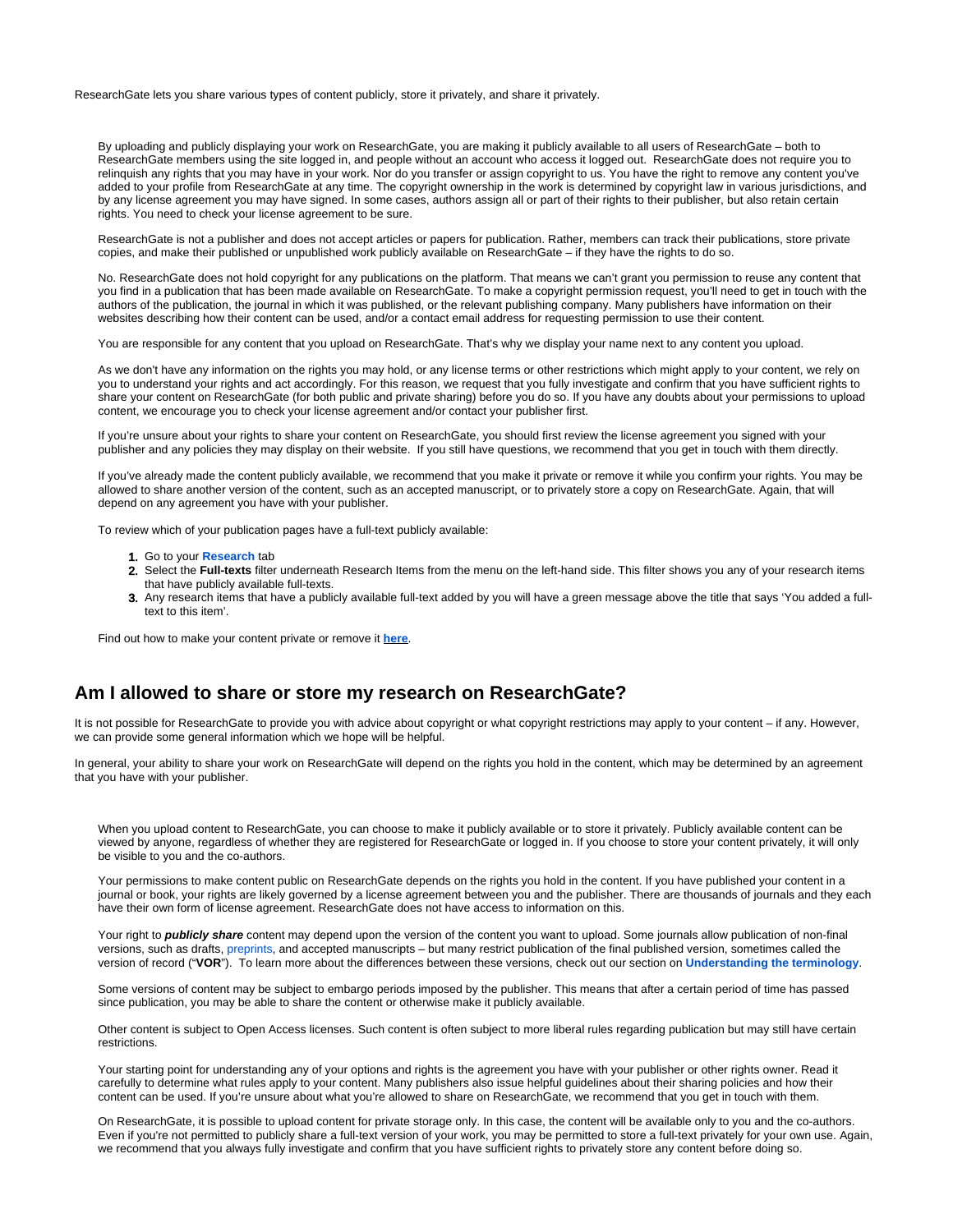ResearchGate lets you share various types of content publicly, store it privately, and share it privately.

By uploading and publicly displaying your work on ResearchGate, you are making it publicly available to all users of ResearchGate – both to ResearchGate members using the site logged in, and people without an account who access it logged out. ResearchGate does not require you to relinquish any rights that you may have in your work. Nor do you transfer or assign copyright to us. You have the right to remove any content you've added to your profile from ResearchGate at any time. The copyright ownership in the work is determined by copyright law in various jurisdictions, and by any license agreement you may have signed. In some cases, authors assign all or part of their rights to their publisher, but also retain certain rights. You need to check your license agreement to be sure.

ResearchGate is not a publisher and does not accept articles or papers for publication. Rather, members can track their publications, store private copies, and make their published or unpublished work publicly available on ResearchGate – if they have the rights to do so.

No. ResearchGate does not hold copyright for any publications on the platform. That means we can't grant you permission to reuse any content that you find in a publication that has been made available on ResearchGate. To make a copyright permission request, you'll need to get in touch with the authors of the publication, the journal in which it was published, or the relevant publishing company. Many publishers have information on their websites describing how their content can be used, and/or a contact email address for requesting permission to use their content.

You are responsible for any content that you upload on ResearchGate. That's why we display your name next to any content you upload.

As we don't have any information on the rights you may hold, or any license terms or other restrictions which might apply to your content, we rely on you to understand your rights and act accordingly. For this reason, we request that you fully investigate and confirm that you have sufficient rights to share your content on ResearchGate (for both public and private sharing) before you do so. If you have any doubts about your permissions to upload content, we encourage you to check your license agreement and/or contact your publisher first.

If you're unsure about your rights to share your content on ResearchGate, you should first review the license agreement you signed with your publisher and any policies they may display on their website. If you still have questions, we recommend that you get in touch with them directly.

If you've already made the content publicly available, we recommend that you make it private or remove it while you confirm your rights. You may be allowed to share another version of the content, such as an accepted manuscript, or to privately store a copy on ResearchGate. Again, that will depend on any agreement you have with your publisher.

To review which of your publication pages have a full-text publicly available:

1. Go to your **Research** tab
2. Select the **Full-texts** filter underneath Research Items from the menu on the left-hand side. This filter shows you any of your research items that have publicly available full-texts.
3. Any research items that have a publicly available full-text added by you will have a green message above the title that says 'You added a full-text to this item'.

Find out how to make your content private or remove it **here**.

## Am I allowed to share or store my research on ResearchGate?

It is not possible for ResearchGate to provide you with advice about copyright or what copyright restrictions may apply to your content – if any. However, we can provide some general information which we hope will be helpful.

In general, your ability to share your work on ResearchGate will depend on the rights you hold in the content, which may be determined by an agreement that you have with your publisher.

When you upload content to ResearchGate, you can choose to make it publicly available or to store it privately. Publicly available content can be viewed by anyone, regardless of whether they are registered for ResearchGate or logged in. If you choose to store your content privately, it will only be visible to you and the co-authors.

Your permissions to make content public on ResearchGate depends on the rights you hold in the content. If you have published your content in a journal or book, your rights are likely governed by a license agreement between you and the publisher. There are thousands of journals and they each have their own form of license agreement. ResearchGate does not have access to information on this.

Your right to ***publicly share*** content may depend upon the version of the content you want to upload. Some journals allow publication of non-final versions, such as drafts, preprints, and accepted manuscripts – but many restrict publication of the final published version, sometimes called the version of record ("**VOR**"). To learn more about the differences between these versions, check out our section on **Understanding the terminology**.

Some versions of content may be subject to embargo periods imposed by the publisher. This means that after a certain period of time has passed since publication, you may be able to share the content or otherwise make it publicly available.

Other content is subject to Open Access licenses. Such content is often subject to more liberal rules regarding publication but may still have certain restrictions.

Your starting point for understanding any of your options and rights is the agreement you have with your publisher or other rights owner. Read it carefully to determine what rules apply to your content. Many publishers also issue helpful guidelines about their sharing policies and how their content can be used. If you're unsure about what you're allowed to share on ResearchGate, we recommend that you get in touch with them.

On ResearchGate, it is possible to upload content for private storage only. In this case, the content will be available only to you and the co-authors. Even if you're not permitted to publicly share a full-text version of your work, you may be permitted to store a full-text privately for your own use. Again, we recommend that you always fully investigate and confirm that you have sufficient rights to privately store any content before doing so.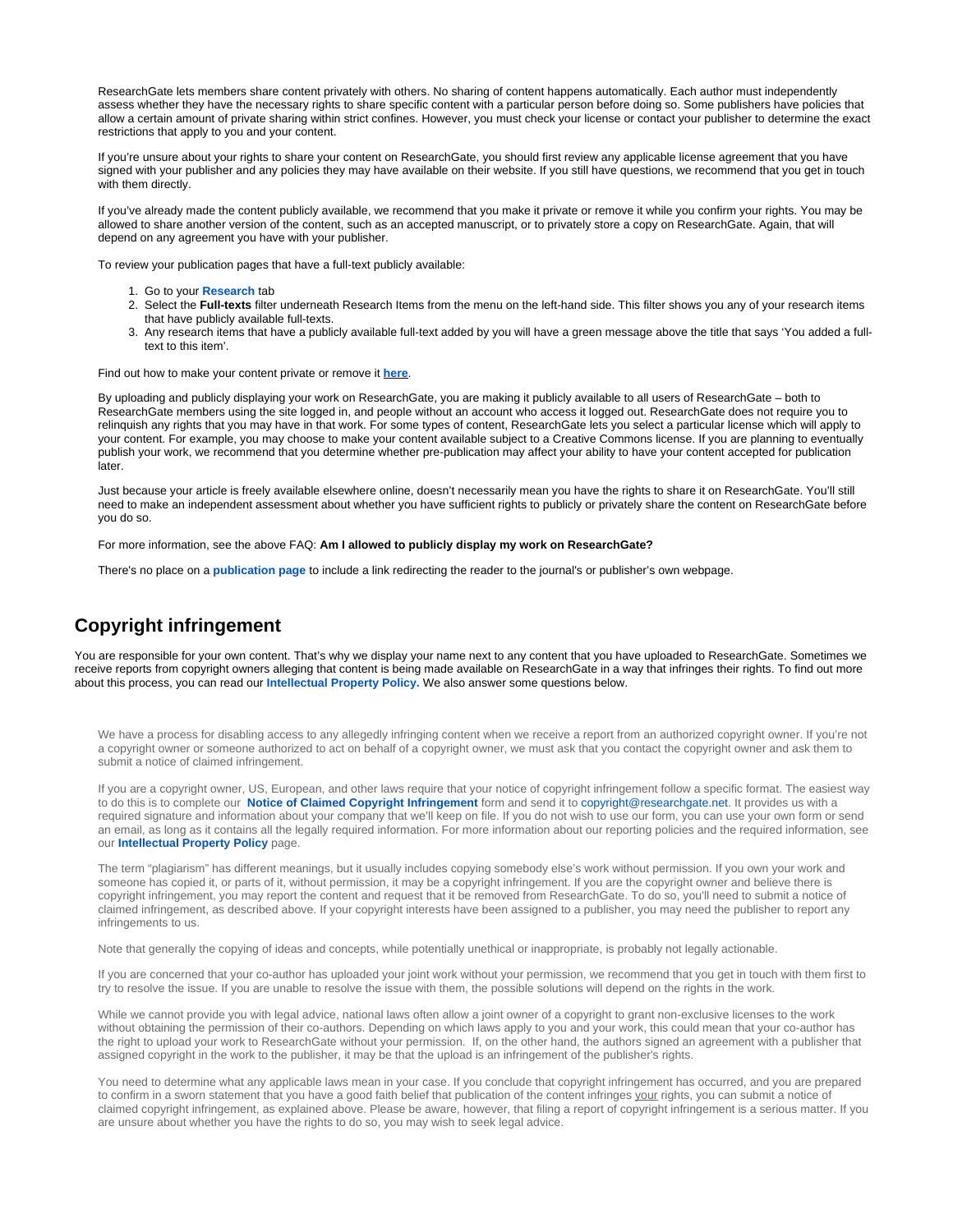ResearchGate lets members share content privately with others. No sharing of content happens automatically. Each author must independently assess whether they have the necessary rights to share specific content with a particular person before doing so. Some publishers have policies that allow a certain amount of private sharing within strict confines. However, you must check your license or contact your publisher to determine the exact restrictions that apply to you and your content.

If you're unsure about your rights to share your content on ResearchGate, you should first review any applicable license agreement that you have signed with your publisher and any policies they may have available on their website. If you still have questions, we recommend that you get in touch with them directly.

If you've already made the content publicly available, we recommend that you make it private or remove it while you confirm your rights. You may be allowed to share another version of the content, such as an accepted manuscript, or to privately store a copy on ResearchGate. Again, that will depend on any agreement you have with your publisher.

To review your publication pages that have a full-text publicly available:

1. Go to your **Research** tab
2. Select the **Full-texts** filter underneath Research Items from the menu on the left-hand side. This filter shows you any of your research items that have publicly available full-texts.
3. Any research items that have a publicly available full-text added by you will have a green message above the title that says 'You added a full-text to this item'.

Find out how to make your content private or remove it **here**.

By uploading and publicly displaying your work on ResearchGate, you are making it publicly available to all users of ResearchGate – both to ResearchGate members using the site logged in, and people without an account who access it logged out. ResearchGate does not require you to relinquish any rights that you may have in that work. For some types of content, ResearchGate lets you select a particular license which will apply to your content. For example, you may choose to make your content available subject to a Creative Commons license. If you are planning to eventually publish your work, we recommend that you determine whether pre-publication may affect your ability to have your content accepted for publication later.

Just because your article is freely available elsewhere online, doesn't necessarily mean you have the rights to share it on ResearchGate. You'll still need to make an independent assessment about whether you have sufficient rights to publicly or privately share the content on ResearchGate before you do so.

For more information, see the above FAQ: **Am I allowed to publicly display my work on ResearchGate?**

There's no place on a **publication page** to include a link redirecting the reader to the journal's or publisher's own webpage.

## Copyright infringement

You are responsible for your own content. That's why we display your name next to any content that you have uploaded to ResearchGate. Sometimes we receive reports from copyright owners alleging that content is being made available on ResearchGate in a way that infringes their rights. To find out more about this process, you can read our **Intellectual Property Policy.** We also answer some questions below.

We have a process for disabling access to any allegedly infringing content when we receive a report from an authorized copyright owner. If you're not a copyright owner or someone authorized to act on behalf of a copyright owner, we must ask that you contact the copyright owner and ask them to submit a notice of claimed infringement.

If you are a copyright owner, US, European, and other laws require that your notice of copyright infringement follow a specific format. The easiest way to do this is to complete our **Notice of Claimed Copyright Infringement** form and send it to copyright@researchgate.net. It provides us with a required signature and information about your company that we'll keep on file. If you do not wish to use our form, you can use your own form or send an email, as long as it contains all the legally required information. For more information about our reporting policies and the required information, see our **Intellectual Property Policy** page.

The term "plagiarism" has different meanings, but it usually includes copying somebody else's work without permission. If you own your work and someone has copied it, or parts of it, without permission, it may be a copyright infringement. If you are the copyright owner and believe there is copyright infringement, you may report the content and request that it be removed from ResearchGate. To do so, you'll need to submit a notice of claimed infringement, as described above. If your copyright interests have been assigned to a publisher, you may need the publisher to report any infringements to us.

Note that generally the copying of ideas and concepts, while potentially unethical or inappropriate, is probably not legally actionable.

If you are concerned that your co-author has uploaded your joint work without your permission, we recommend that you get in touch with them first to try to resolve the issue. If you are unable to resolve the issue with them, the possible solutions will depend on the rights in the work.

While we cannot provide you with legal advice, national laws often allow a joint owner of a copyright to grant non-exclusive licenses to the work without obtaining the permission of their co-authors. Depending on which laws apply to you and your work, this could mean that your co-author has the right to upload your work to ResearchGate without your permission. If, on the other hand, the authors signed an agreement with a publisher that assigned copyright in the work to the publisher, it may be that the upload is an infringement of the publisher's rights.

You need to determine what any applicable laws mean in your case. If you conclude that copyright infringement has occurred, and you are prepared to confirm in a sworn statement that you have a good faith belief that publication of the content infringes your rights, you can submit a notice of claimed copyright infringement, as explained above. Please be aware, however, that filing a report of copyright infringement is a serious matter. If you are unsure about whether you have the rights to do so, you may wish to seek legal advice.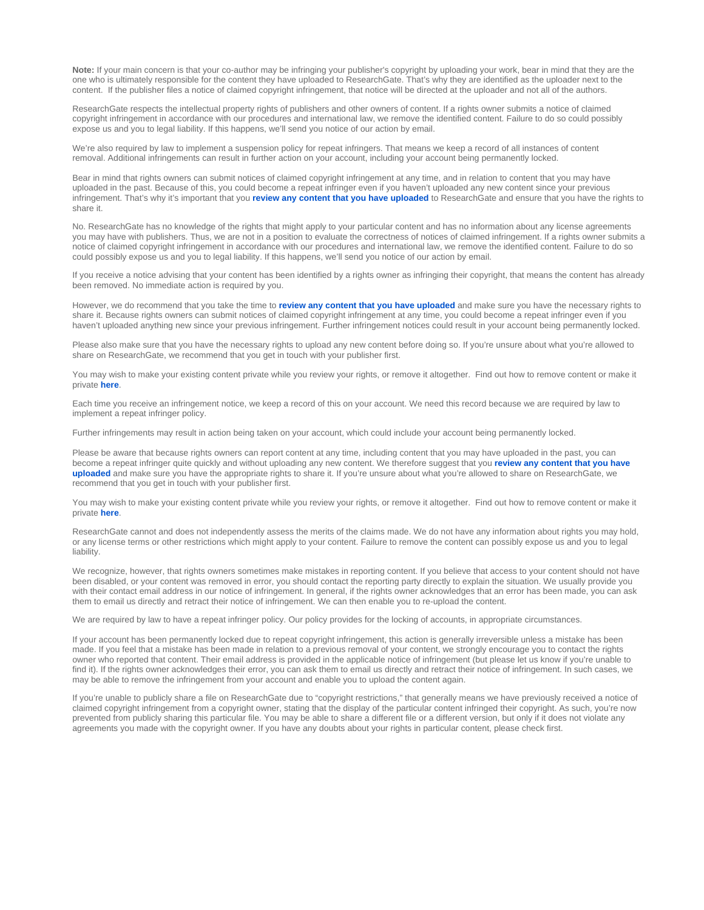**Note:** If your main concern is that your co-author may be infringing your publisher's copyright by uploading your work, bear in mind that they are the one who is ultimately responsible for the content they have uploaded to ResearchGate. That's why they are identified as the uploader next to the content. If the publisher files a notice of claimed copyright infringement, that notice will be directed at the uploader and not all of the authors.

ResearchGate respects the intellectual property rights of publishers and other owners of content. If a rights owner submits a notice of claimed copyright infringement in accordance with our procedures and international law, we remove the identified content. Failure to do so could possibly expose us and you to legal liability. If this happens, we'll send you notice of our action by email.

We're also required by law to implement a suspension policy for repeat infringers. That means we keep a record of all instances of content removal. Additional infringements can result in further action on your account, including your account being permanently locked.

Bear in mind that rights owners can submit notices of claimed copyright infringement at any time, and in relation to content that you may have uploaded in the past. Because of this, you could become a repeat infringer even if you haven't uploaded any new content since your previous infringement. That's why it's important that you **review any content that you have uploaded** to ResearchGate and ensure that you have the rights to share it.

No. ResearchGate has no knowledge of the rights that might apply to your particular content and has no information about any license agreements you may have with publishers. Thus, we are not in a position to evaluate the correctness of notices of claimed infringement. If a rights owner submits a notice of claimed copyright infringement in accordance with our procedures and international law, we remove the identified content. Failure to do so could possibly expose us and you to legal liability. If this happens, we'll send you notice of our action by email.

If you receive a notice advising that your content has been identified by a rights owner as infringing their copyright, that means the content has already been removed. No immediate action is required by you.

However, we do recommend that you take the time to **review any content that you have uploaded** and make sure you have the necessary rights to share it. Because rights owners can submit notices of claimed copyright infringement at any time, you could become a repeat infringer even if you haven't uploaded anything new since your previous infringement. Further infringement notices could result in your account being permanently locked.

Please also make sure that you have the necessary rights to upload any new content before doing so. If you're unsure about what you're allowed to share on ResearchGate, we recommend that you get in touch with your publisher first.

You may wish to make your existing content private while you review your rights, or remove it altogether. Find out how to remove content or make it private **here**.

Each time you receive an infringement notice, we keep a record of this on your account. We need this record because we are required by law to implement a repeat infringer policy.

Further infringements may result in action being taken on your account, which could include your account being permanently locked.

Please be aware that because rights owners can report content at any time, including content that you may have uploaded in the past, you can become a repeat infringer quite quickly and without uploading any new content. We therefore suggest that you **review any content that you have uploaded** and make sure you have the appropriate rights to share it. If you're unsure about what you're allowed to share on ResearchGate, we recommend that you get in touch with your publisher first.

You may wish to make your existing content private while you review your rights, or remove it altogether. Find out how to remove content or make it private **here**.

ResearchGate cannot and does not independently assess the merits of the claims made. We do not have any information about rights you may hold, or any license terms or other restrictions which might apply to your content. Failure to remove the content can possibly expose us and you to legal liability.

We recognize, however, that rights owners sometimes make mistakes in reporting content. If you believe that access to your content should not have been disabled, or your content was removed in error, you should contact the reporting party directly to explain the situation. We usually provide you with their contact email address in our notice of infringement. In general, if the rights owner acknowledges that an error has been made, you can ask them to email us directly and retract their notice of infringement. We can then enable you to re-upload the content.

We are required by law to have a repeat infringer policy. Our policy provides for the locking of accounts, in appropriate circumstances.

If your account has been permanently locked due to repeat copyright infringement, this action is generally irreversible unless a mistake has been made. If you feel that a mistake has been made in relation to a previous removal of your content, we strongly encourage you to contact the rights owner who reported that content. Their email address is provided in the applicable notice of infringement (but please let us know if you're unable to find it). If the rights owner acknowledges their error, you can ask them to email us directly and retract their notice of infringement. In such cases, we may be able to remove the infringement from your account and enable you to upload the content again.

If you're unable to publicly share a file on ResearchGate due to "copyright restrictions," that generally means we have previously received a notice of claimed copyright infringement from a copyright owner, stating that the display of the particular content infringed their copyright. As such, you're now prevented from publicly sharing this particular file. You may be able to share a different file or a different version, but only if it does not violate any agreements you made with the copyright owner. If you have any doubts about your rights in particular content, please check first.